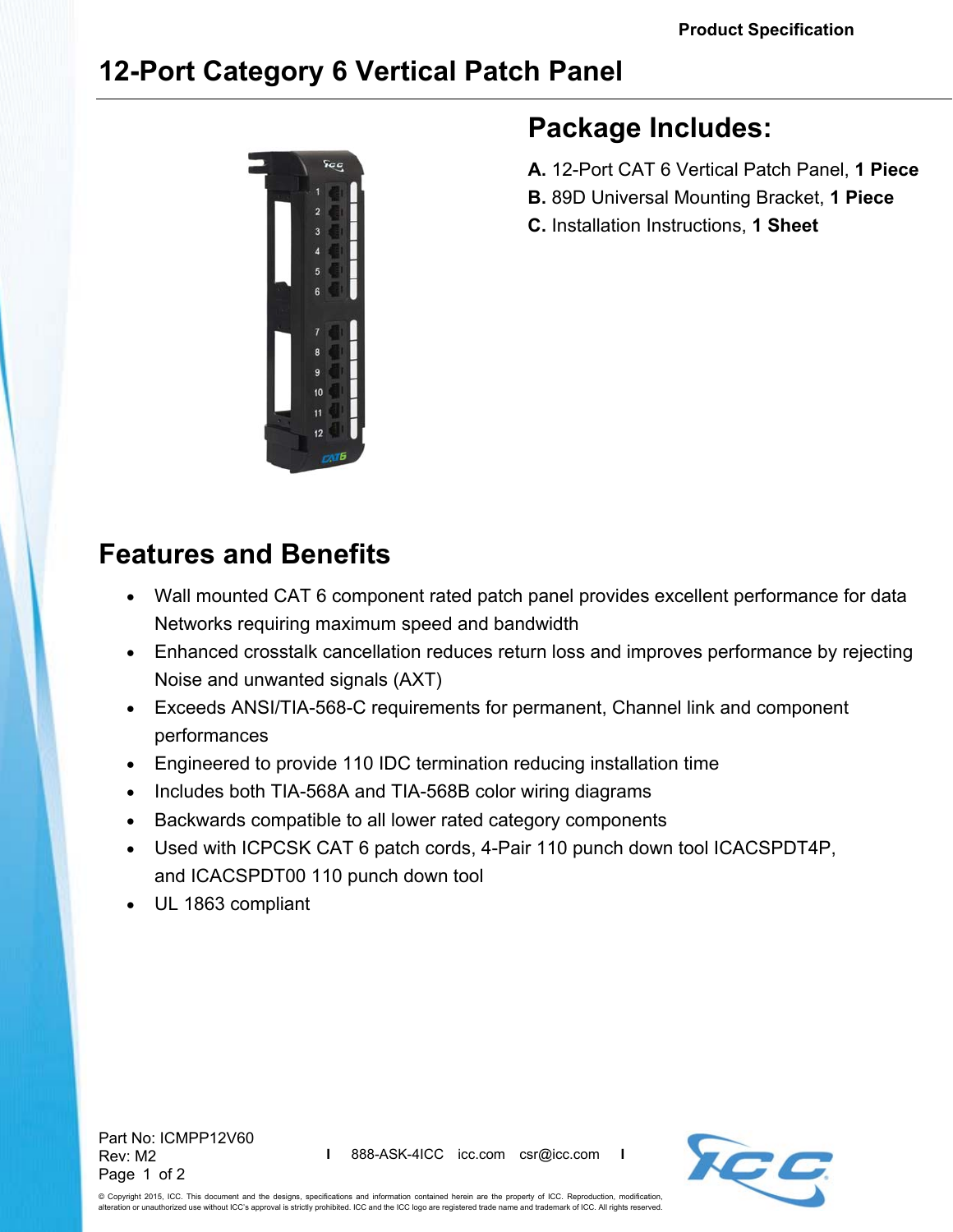Product Specification

# 12-Port Category 6 Vertical Patch Panel

## Package Includes:

**A.** 12-Port CAT 6 Vertical Patch Panel, **1 Piece**
**B.** 89D Universal Mounting Bracket, **1 Piece**
**C.** Installation Instructions, **1 Sheet**

## Features and Benefits

- Wall mounted CAT 6 component rated patch panel provides excellent performance for data Networks requiring maximum speed and bandwidth
- Enhanced crosstalk cancellation reduces return loss and improves performance by rejecting Noise and unwanted signals (AXT)
- Exceeds ANSI/TIA-568-C requirements for permanent, Channel link and component performances
- Engineered to provide 110 IDC termination reducing installation time
- Includes both TIA-568A and TIA-568B color wiring diagrams
- Backwards compatible to all lower rated category components
- Used with ICPCSK CAT 6 patch cords, 4-Pair 110 punch down tool ICACSPDT4P, and ICACSPDT00 110 punch down tool
- UL 1863 compliant

Part No: ICMPP12V60
Rev: M2

888-ASK-4ICC icc.com csr@icc.com

© Copyright 2015, ICC. This document and the designs, specifications and information contained herein are the property of ICC. Reproduction, modification, alteration or unauthorized use without ICC's approval is strictly prohibited. ICC and the ICC logo are registered trade name and trademark of ICC. All rights reserved.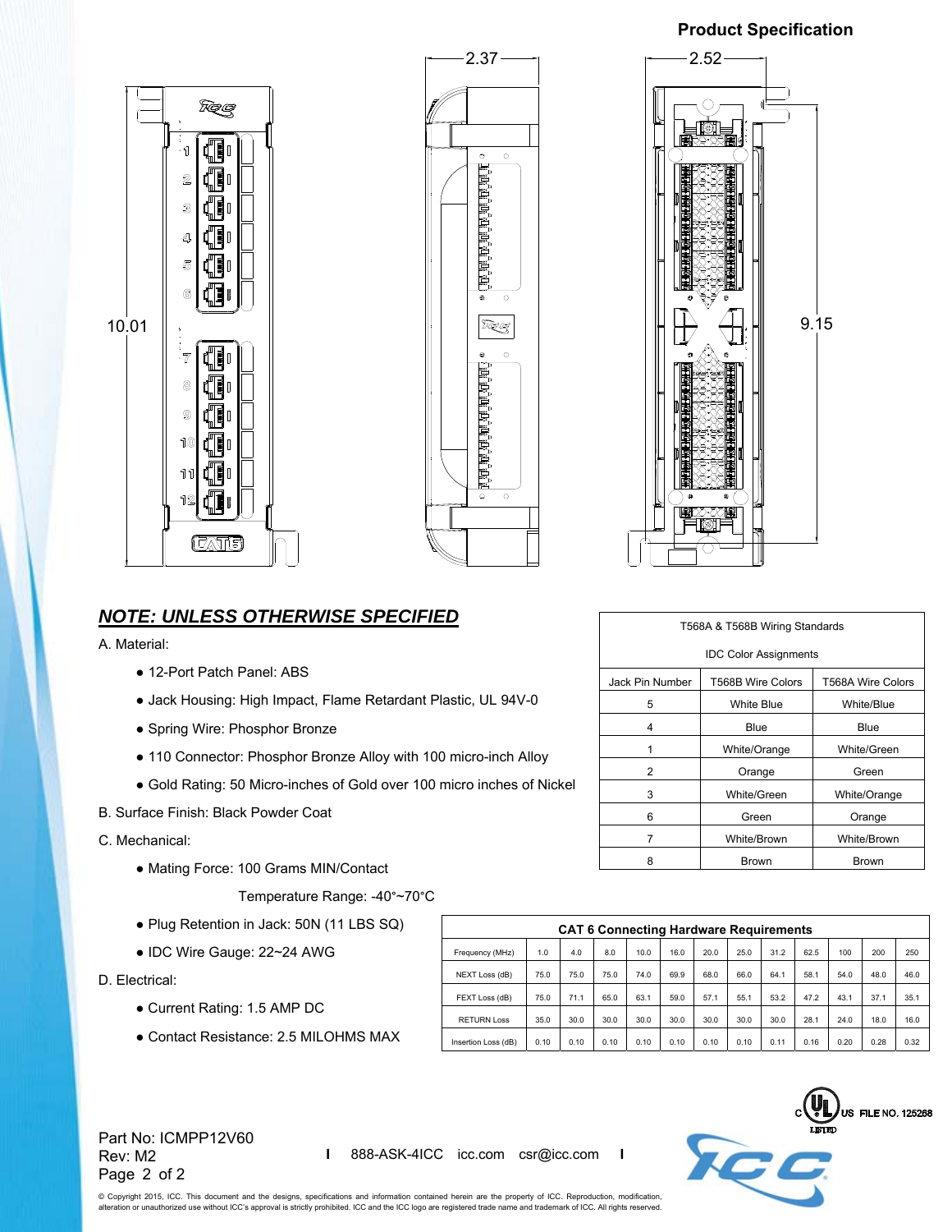## Product Specification

2.37

2.52

10.01

9.15

CAT5

## *NOTE: UNLESS OTHERWISE SPECIFIED*

A. Material:

- 12-Port Patch Panel: ABS
- Jack Housing: High Impact, Flame Retardant Plastic, UL 94V-0
- Spring Wire: Phosphor Bronze
- 110 Connector: Phosphor Bronze Alloy with 100 micro-inch Alloy
- Gold Rating: 50 Micro-inches of Gold over 100 micro inches of Nickel

B. Surface Finish: Black Powder Coat

C. Mechanical:

- Mating Force: 100 Grams MIN/Contact

  Temperature Range: -40°~70°C

- Plug Retention in Jack: 50N (11 LBS SQ)
- IDC Wire Gauge: 22~24 AWG

D. Electrical:

- Current Rating: 1.5 AMP DC
- Contact Resistance: 2.5 MILOHMS MAX

| T568A & T568B Wiring Standards IDC Color Assignments | | |
|---|---|---|
| Jack Pin Number | T568B Wire Colors | T568A Wire Colors |
| 5 | White Blue | White/Blue |
| 4 | Blue | Blue |
| 1 | White/Orange | White/Green |
| 2 | Orange | Green |
| 3 | White/Green | White/Orange |
| 6 | Green | Orange |
| 7 | White/Brown | White/Brown |
| 8 | Brown | Brown |

| CAT 6 Connecting Hardware Requirements | | | | | | | | | | | | |
|---|---|---|---|---|---|---|---|---|---|---|---|---|
| Frequency (MHz) | 1.0 | 4.0 | 8.0 | 10.0 | 16.0 | 20.0 | 25.0 | 31.2 | 62.5 | 100 | 200 | 250 |
| NEXT Loss (dB) | 75.0 | 75.0 | 75.0 | 74.0 | 69.9 | 68.0 | 66.0 | 64.1 | 58.1 | 54.0 | 48.0 | 46.0 |
| FEXT Loss (dB) | 75.0 | 71.1 | 65.0 | 63.1 | 59.0 | 57.1 | 55.1 | 53.2 | 47.2 | 43.1 | 37.1 | 35.1 |
| RETURN Loss | 35.0 | 30.0 | 30.0 | 30.0 | 30.0 | 30.0 | 30.0 | 30.0 | 28.1 | 24.0 | 18.0 | 16.0 |
| Insertion Loss (dB) | 0.10 | 0.10 | 0.10 | 0.10 | 0.10 | 0.10 | 0.10 | 0.11 | 0.16 | 0.20 | 0.28 | 0.32 |

c UL US FILE NO. 125268 LISTED

Part No: ICMPP12V60
Rev: M2

888-ASK-4ICC icc.com csr@icc.com

© Copyright 2015, ICC. This document and the designs, specifications and information contained herein are the property of ICC. Reproduction, modification, alteration or unauthorized use without ICC's approval is strictly prohibited. ICC and the ICC logo are registered trade name and trademark of ICC. All rights reserved.